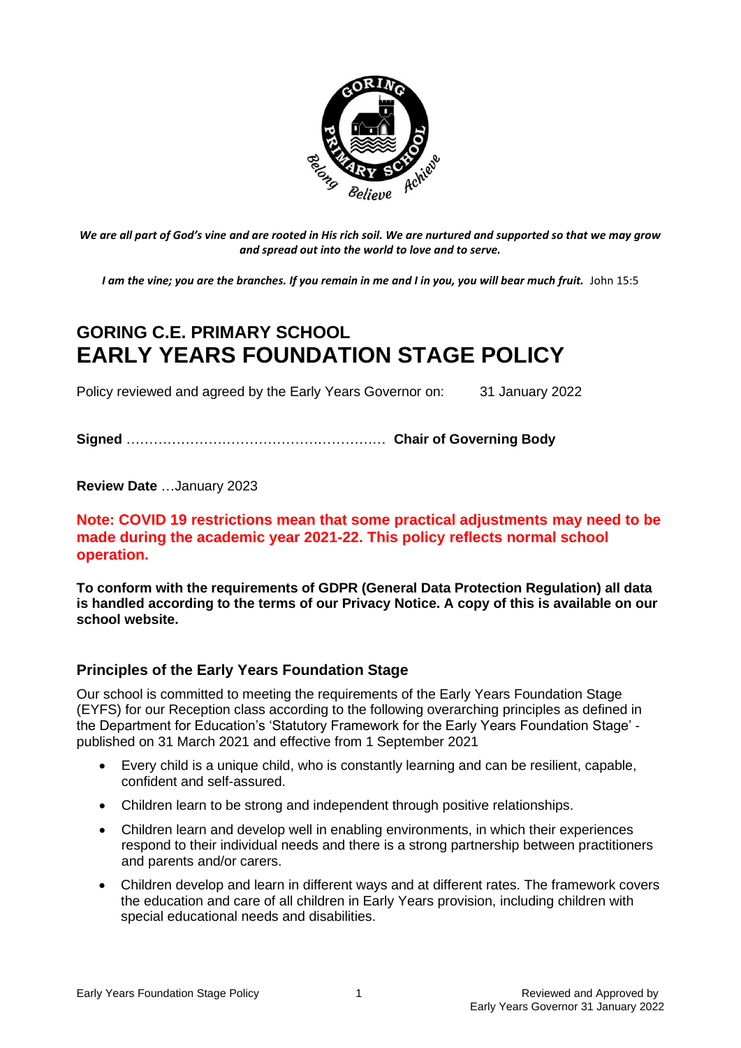*We are all part of God's vine and are rooted in His rich soil. We are nurtured and supported so that we may grow and spread out into the world to love and to serve.*

***I am the vine; you are the branches. If you remain in me and I in you, you will bear much fruit.*** John 15:5

# GORING C.E. PRIMARY SCHOOL
# EARLY YEARS FOUNDATION STAGE POLICY

Policy reviewed and agreed by the Early Years Governor on: 31 January 2022

**Signed** ………………………………………………… **Chair of Governing Body**

**Review Date** …January 2023

**Note: COVID 19 restrictions mean that some practical adjustments may need to be made during the academic year 2021-22. This policy reflects normal school operation.**

**To conform with the requirements of GDPR (General Data Protection Regulation) all data is handled according to the terms of our Privacy Notice. A copy of this is available on our school website.**

## Principles of the Early Years Foundation Stage

Our school is committed to meeting the requirements of the Early Years Foundation Stage (EYFS) for our Reception class according to the following overarching principles as defined in the Department for Education's 'Statutory Framework for the Early Years Foundation Stage' - published on 31 March 2021 and effective from 1 September 2021

- Every child is a unique child, who is constantly learning and can be resilient, capable, confident and self-assured.
- Children learn to be strong and independent through positive relationships.
- Children learn and develop well in enabling environments, in which their experiences respond to their individual needs and there is a strong partnership between practitioners and parents and/or carers.
- Children develop and learn in different ways and at different rates. The framework covers the education and care of all children in Early Years provision, including children with special educational needs and disabilities.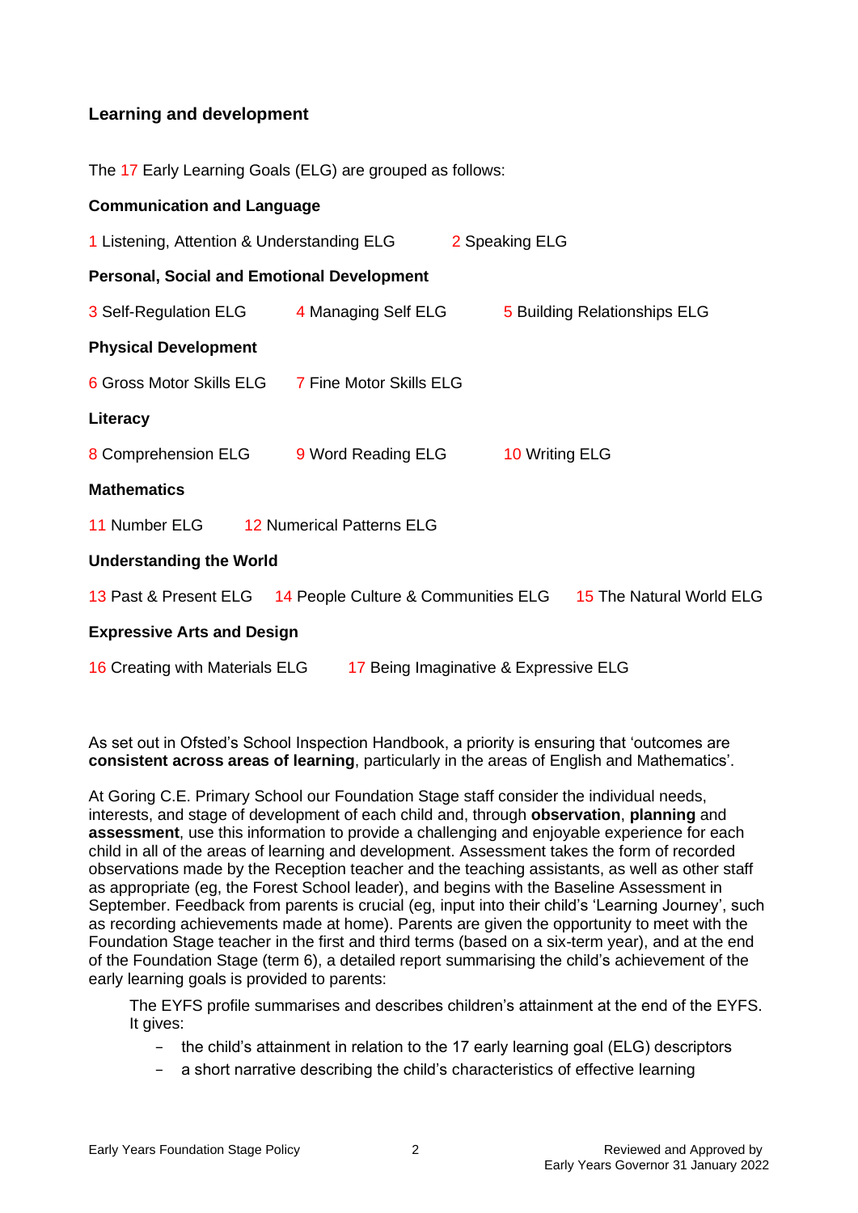## Learning and development

The 17 Early Learning Goals (ELG) are grouped as follows:

**Communication and Language**

1 Listening, Attention & Understanding ELG  2 Speaking ELG

**Personal, Social and Emotional Development**

3 Self-Regulation ELG  4 Managing Self ELG  5 Building Relationships ELG

**Physical Development**

6 Gross Motor Skills ELG  7 Fine Motor Skills ELG

**Literacy**

8 Comprehension ELG  9 Word Reading ELG  10 Writing ELG

**Mathematics**

11 Number ELG  12 Numerical Patterns ELG

**Understanding the World**

13 Past & Present ELG  14 People Culture & Communities ELG  15 The Natural World ELG

**Expressive Arts and Design**

16 Creating with Materials ELG  17 Being Imaginative & Expressive ELG

As set out in Ofsted's School Inspection Handbook, a priority is ensuring that 'outcomes are **consistent across areas of learning**, particularly in the areas of English and Mathematics'.

At Goring C.E. Primary School our Foundation Stage staff consider the individual needs, interests, and stage of development of each child and, through **observation**, **planning** and **assessment**, use this information to provide a challenging and enjoyable experience for each child in all of the areas of learning and development. Assessment takes the form of recorded observations made by the Reception teacher and the teaching assistants, as well as other staff as appropriate (eg, the Forest School leader), and begins with the Baseline Assessment in September. Feedback from parents is crucial (eg, input into their child's 'Learning Journey', such as recording achievements made at home). Parents are given the opportunity to meet with the Foundation Stage teacher in the first and third terms (based on a six-term year), and at the end of the Foundation Stage (term 6), a detailed report summarising the child's achievement of the early learning goals is provided to parents:

> The EYFS profile summarises and describes children's attainment at the end of the EYFS. It gives:
>
> - the child's attainment in relation to the 17 early learning goal (ELG) descriptors
> - a short narrative describing the child's characteristics of effective learning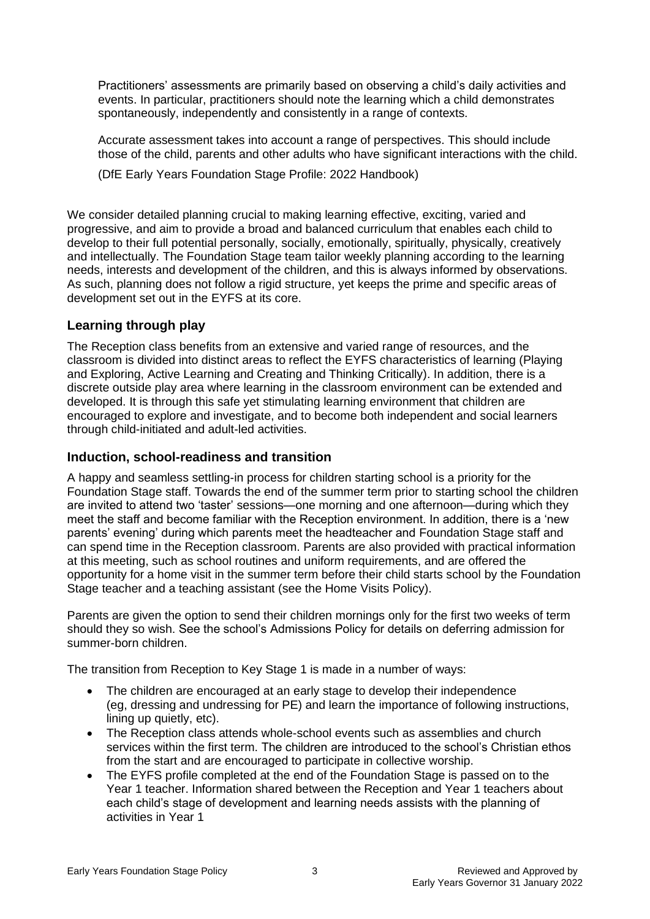> Practitioners' assessments are primarily based on observing a child's daily activities and events. In particular, practitioners should note the learning which a child demonstrates spontaneously, independently and consistently in a range of contexts.
>
> Accurate assessment takes into account a range of perspectives. This should include those of the child, parents and other adults who have significant interactions with the child.
>
> (DfE Early Years Foundation Stage Profile: 2022 Handbook)

We consider detailed planning crucial to making learning effective, exciting, varied and progressive, and aim to provide a broad and balanced curriculum that enables each child to develop to their full potential personally, socially, emotionally, spiritually, physically, creatively and intellectually. The Foundation Stage team tailor weekly planning according to the learning needs, interests and development of the children, and this is always informed by observations. As such, planning does not follow a rigid structure, yet keeps the prime and specific areas of development set out in the EYFS at its core.

## Learning through play

The Reception class benefits from an extensive and varied range of resources, and the classroom is divided into distinct areas to reflect the EYFS characteristics of learning (Playing and Exploring, Active Learning and Creating and Thinking Critically). In addition, there is a discrete outside play area where learning in the classroom environment can be extended and developed. It is through this safe yet stimulating learning environment that children are encouraged to explore and investigate, and to become both independent and social learners through child-initiated and adult-led activities.

## Induction, school-readiness and transition

A happy and seamless settling-in process for children starting school is a priority for the Foundation Stage staff. Towards the end of the summer term prior to starting school the children are invited to attend two 'taster' sessions—one morning and one afternoon—during which they meet the staff and become familiar with the Reception environment. In addition, there is a 'new parents' evening' during which parents meet the headteacher and Foundation Stage staff and can spend time in the Reception classroom. Parents are also provided with practical information at this meeting, such as school routines and uniform requirements, and are offered the opportunity for a home visit in the summer term before their child starts school by the Foundation Stage teacher and a teaching assistant (see the Home Visits Policy).

Parents are given the option to send their children mornings only for the first two weeks of term should they so wish. See the school's Admissions Policy for details on deferring admission for summer-born children.

The transition from Reception to Key Stage 1 is made in a number of ways:

- The children are encouraged at an early stage to develop their independence (eg, dressing and undressing for PE) and learn the importance of following instructions, lining up quietly, etc).
- The Reception class attends whole-school events such as assemblies and church services within the first term. The children are introduced to the school's Christian ethos from the start and are encouraged to participate in collective worship.
- The EYFS profile completed at the end of the Foundation Stage is passed on to the Year 1 teacher. Information shared between the Reception and Year 1 teachers about each child's stage of development and learning needs assists with the planning of activities in Year 1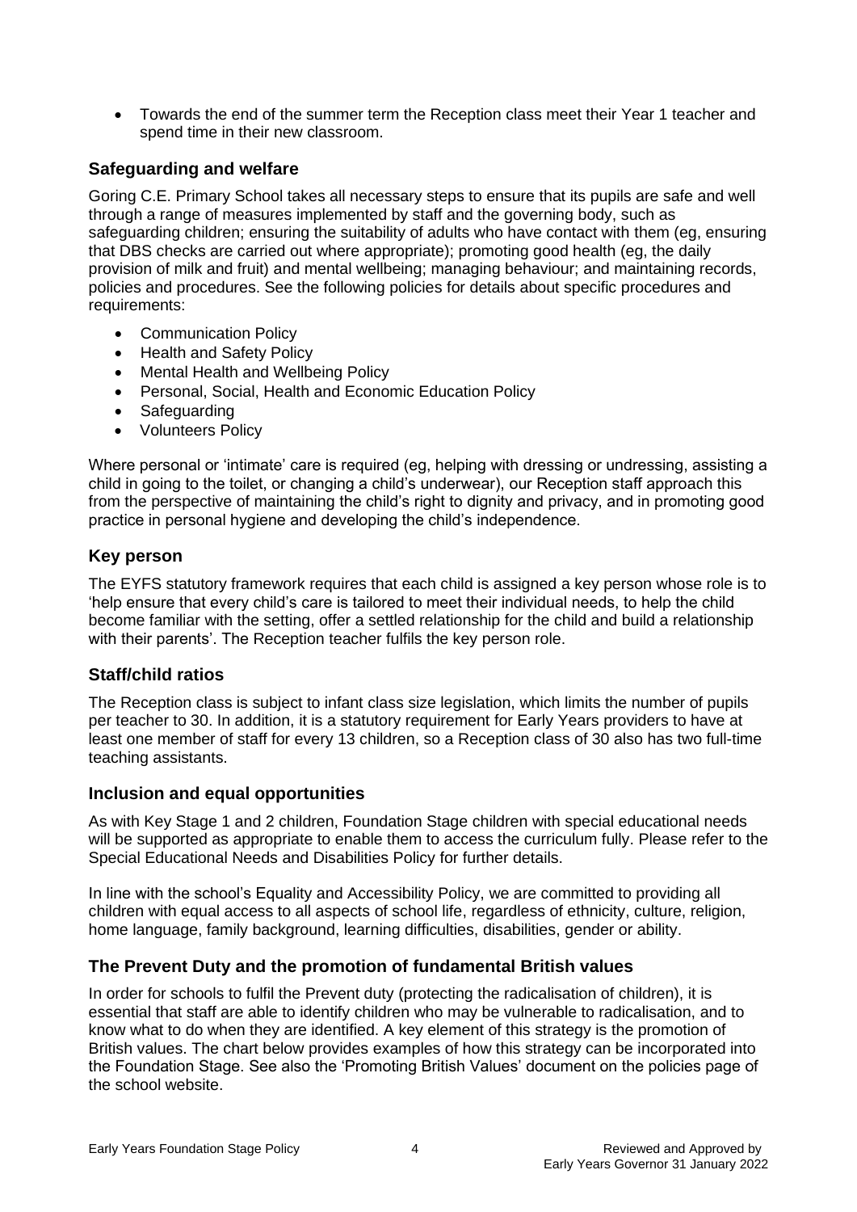- Towards the end of the summer term the Reception class meet their Year 1 teacher and spend time in their new classroom.

## Safeguarding and welfare

Goring C.E. Primary School takes all necessary steps to ensure that its pupils are safe and well through a range of measures implemented by staff and the governing body, such as safeguarding children; ensuring the suitability of adults who have contact with them (eg, ensuring that DBS checks are carried out where appropriate); promoting good health (eg, the daily provision of milk and fruit) and mental wellbeing; managing behaviour; and maintaining records, policies and procedures. See the following policies for details about specific procedures and requirements:

- Communication Policy
- Health and Safety Policy
- Mental Health and Wellbeing Policy
- Personal, Social, Health and Economic Education Policy
- Safeguarding
- Volunteers Policy

Where personal or 'intimate' care is required (eg, helping with dressing or undressing, assisting a child in going to the toilet, or changing a child's underwear), our Reception staff approach this from the perspective of maintaining the child's right to dignity and privacy, and in promoting good practice in personal hygiene and developing the child's independence.

## Key person

The EYFS statutory framework requires that each child is assigned a key person whose role is to 'help ensure that every child's care is tailored to meet their individual needs, to help the child become familiar with the setting, offer a settled relationship for the child and build a relationship with their parents'. The Reception teacher fulfils the key person role.

## Staff/child ratios

The Reception class is subject to infant class size legislation, which limits the number of pupils per teacher to 30. In addition, it is a statutory requirement for Early Years providers to have at least one member of staff for every 13 children, so a Reception class of 30 also has two full-time teaching assistants.

## Inclusion and equal opportunities

As with Key Stage 1 and 2 children, Foundation Stage children with special educational needs will be supported as appropriate to enable them to access the curriculum fully. Please refer to the Special Educational Needs and Disabilities Policy for further details.

In line with the school's Equality and Accessibility Policy, we are committed to providing all children with equal access to all aspects of school life, regardless of ethnicity, culture, religion, home language, family background, learning difficulties, disabilities, gender or ability.

## The Prevent Duty and the promotion of fundamental British values

In order for schools to fulfil the Prevent duty (protecting the radicalisation of children), it is essential that staff are able to identify children who may be vulnerable to radicalisation, and to know what to do when they are identified. A key element of this strategy is the promotion of British values. The chart below provides examples of how this strategy can be incorporated into the Foundation Stage. See also the 'Promoting British Values' document on the policies page of the school website.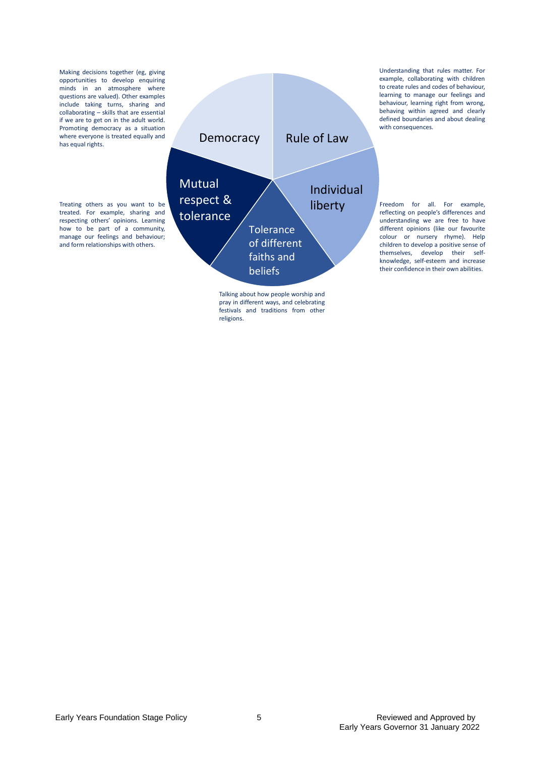Making decisions together (eg, giving opportunities to develop enquiring minds in an atmosphere where questions are valued). Other examples include taking turns, sharing and collaborating – skills that are essential if we are to get on in the adult world. Promoting democracy as a situation where everyone is treated equally and has equal rights.

Understanding that rules matter. For example, collaborating with children to create rules and codes of behaviour, learning to manage our feelings and behaviour, learning right from wrong, behaving within agreed and clearly defined boundaries and about dealing with consequences.

Democracy

Rule of Law

Mutual respect & tolerance

Individual liberty

Tolerance of different faiths and beliefs

Treating others as you want to be treated. For example, sharing and respecting others' opinions. Learning how to be part of a community, manage our feelings and behaviour; and form relationships with others.

Freedom for all. For example, reflecting on people's differences and understanding we are free to have different opinions (like our favourite colour or nursery rhyme). Help children to develop a positive sense of themselves, develop their self-knowledge, self-esteem and increase their confidence in their own abilities.

Talking about how people worship and pray in different ways, and celebrating festivals and traditions from other religions.